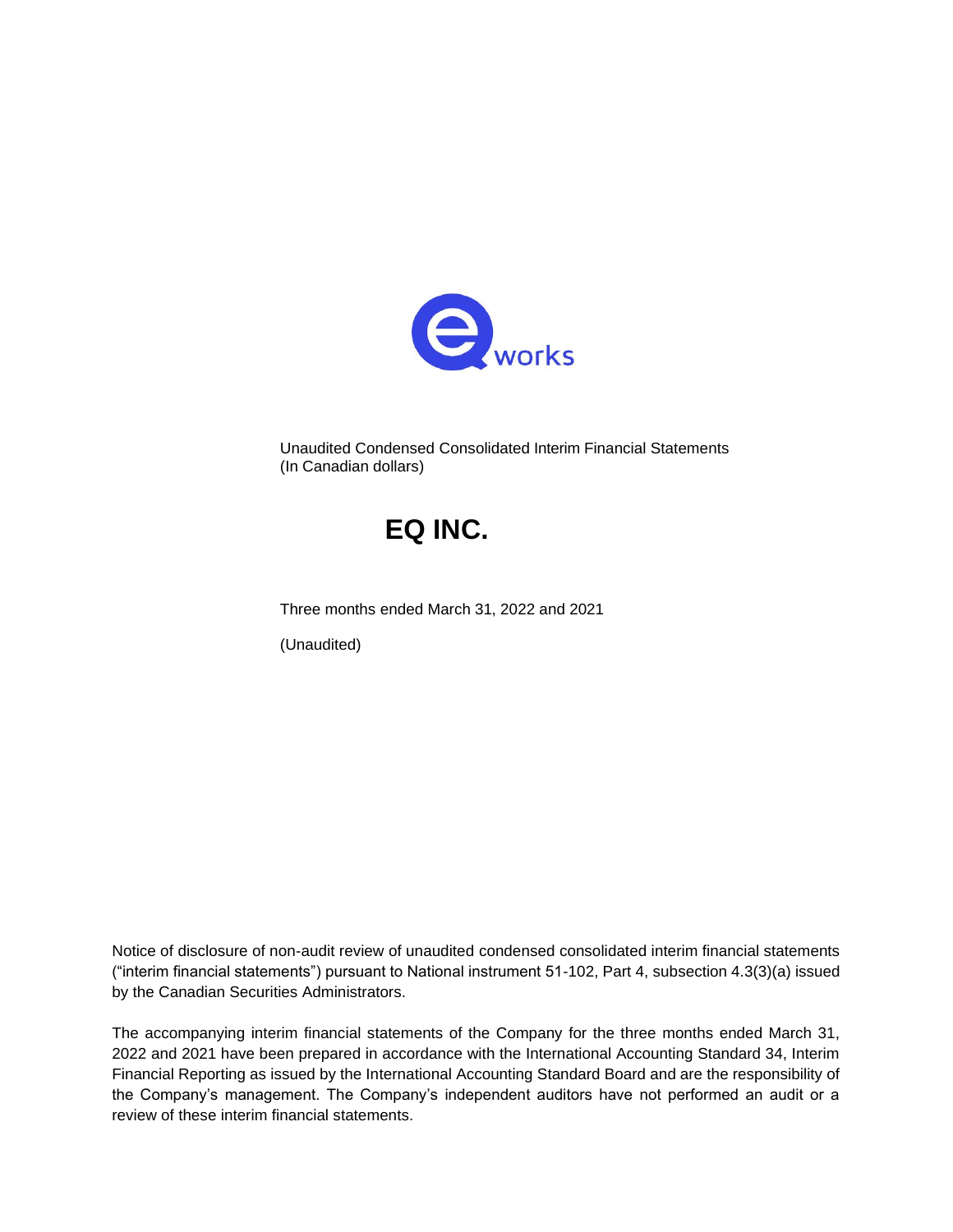Unaudited Condensed Consolidated Interim Financial Statements
(In Canadian dollars)

# EQ INC.

Three months ended March 31, 2022 and 2021

(Unaudited)

Notice of disclosure of non-audit review of unaudited condensed consolidated interim financial statements ("interim financial statements") pursuant to National instrument 51-102, Part 4, subsection 4.3(3)(a) issued by the Canadian Securities Administrators.

The accompanying interim financial statements of the Company for the three months ended March 31, 2022 and 2021 have been prepared in accordance with the International Accounting Standard 34, Interim Financial Reporting as issued by the International Accounting Standard Board and are the responsibility of the Company's management. The Company's independent auditors have not performed an audit or a review of these interim financial statements.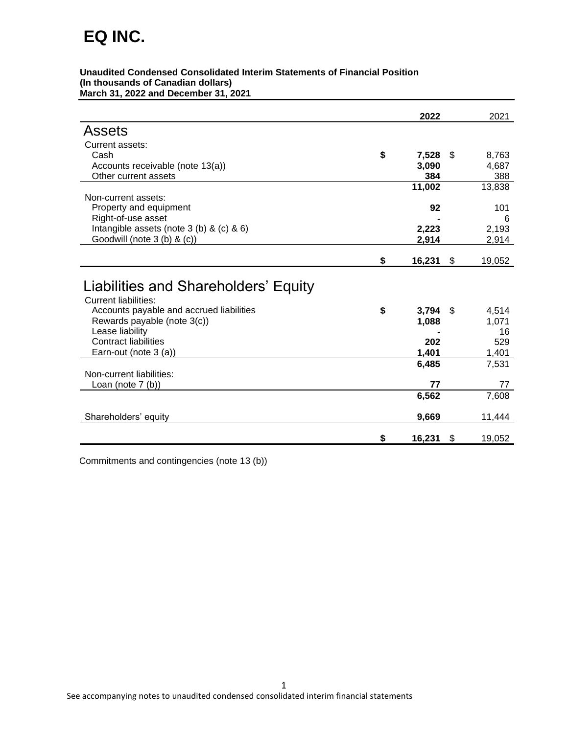# EQ INC.

**Unaudited Condensed Consolidated Interim Statements of Financial Position**
**(In thousands of Canadian dollars)**
**March 31, 2022 and December 31, 2021**

| | 2022 | 2021 |
|---|---|---|
| **Assets** | | |
| Current assets: | | |
| Cash | $ 7,528 | $ 8,763 |
| Accounts receivable (note 13(a)) | 3,090 | 4,687 |
| Other current assets | 384 | 388 |
| | 11,002 | 13,838 |
| Non-current assets: | | |
| Property and equipment | 92 | 101 |
| Right-of-use asset | - | 6 |
| Intangible assets (note 3 (b) & (c) & 6) | 2,223 | 2,193 |
| Goodwill (note 3 (b) & (c)) | 2,914 | 2,914 |
| | $ 16,231 | $ 19,052 |
| **Liabilities and Shareholders' Equity** | | |
| Current liabilities: | | |
| Accounts payable and accrued liabilities | $ 3,794 | $ 4,514 |
| Rewards payable (note 3(c)) | 1,088 | 1,071 |
| Lease liability | - | 16 |
| Contract liabilities | 202 | 529 |
| Earn-out (note 3 (a)) | 1,401 | 1,401 |
| | 6,485 | 7,531 |
| Non-current liabilities: | | |
| Loan (note 7 (b)) | 77 | 77 |
| | 6,562 | 7,608 |
| Shareholders' equity | 9,669 | 11,444 |
| | $ 16,231 | $ 19,052 |

Commitments and contingencies (note 13 (b))

See accompanying notes to unaudited condensed consolidated interim financial statements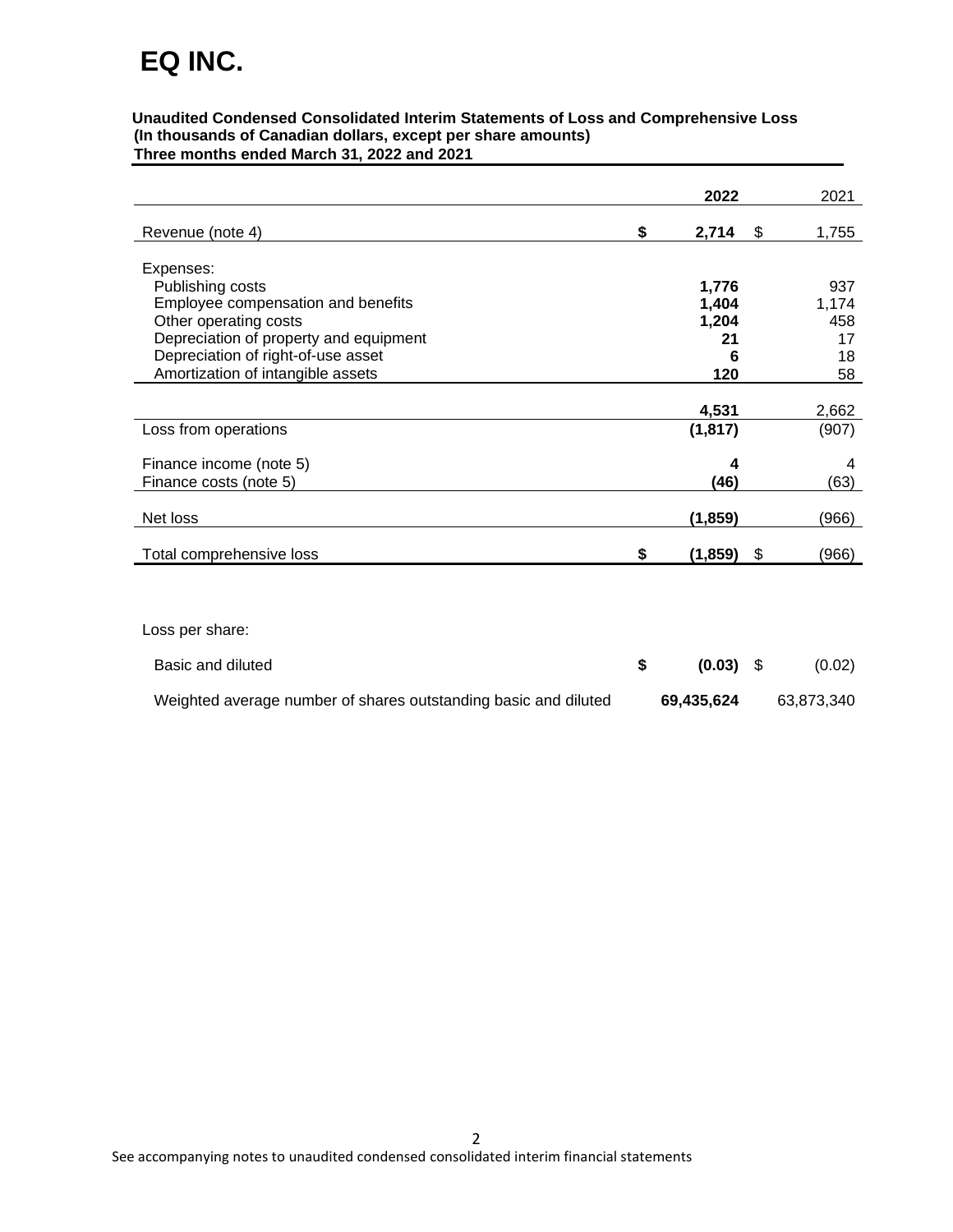# EQ INC.

**Unaudited Condensed Consolidated Interim Statements of Loss and Comprehensive Loss**
**(In thousands of Canadian dollars, except per share amounts)**
**Three months ended March 31, 2022 and 2021**

| | 2022 | 2021 |
|---|---|---|
| Revenue (note 4) | $ 2,714 | $ 1,755 |
| Expenses: | | |
| Publishing costs | 1,776 | 937 |
| Employee compensation and benefits | 1,404 | 1,174 |
| Other operating costs | 1,204 | 458 |
| Depreciation of property and equipment | 21 | 17 |
| Depreciation of right-of-use asset | 6 | 18 |
| Amortization of intangible assets | 120 | 58 |
| | 4,531 | 2,662 |
| Loss from operations | (1,817) | (907) |
| Finance income (note 5) | 4 | 4 |
| Finance costs (note 5) | (46) | (63) |
| Net loss | (1,859) | (966) |
| Total comprehensive loss | $ (1,859) | $ (966) |

| Loss per share: | | |
|---|---|---|
| Basic and diluted | $ (0.03) | $ (0.02) |
| Weighted average number of shares outstanding basic and diluted | 69,435,624 | 63,873,340 |

See accompanying notes to unaudited condensed consolidated interim financial statements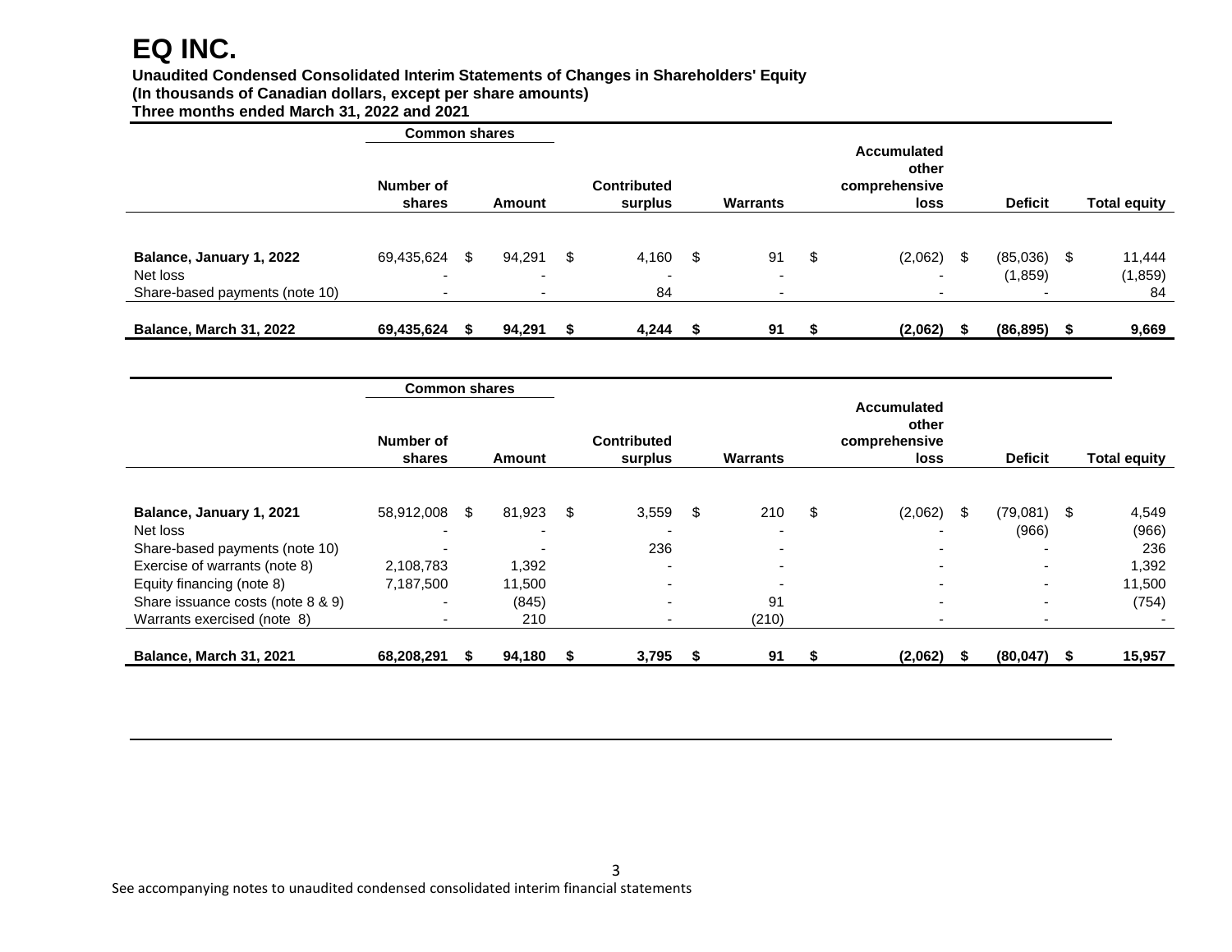# EQ INC.

**Unaudited Condensed Consolidated Interim Statements of Changes in Shareholders' Equity**
**(In thousands of Canadian dollars, except per share amounts)**
**Three months ended March 31, 2022 and 2021**

| | Common shares | | | | | | |
|---|---|---|---|---|---|---|---|
| | Number of shares | Amount | Contributed surplus | Warrants | Accumulated other comprehensive loss | Deficit | Total equity |
| **Balance, January 1, 2022** | 69,435,624 | $ 94,291 | $ 4,160 | $ 91 | $ (2,062) | $ (85,036) | $ 11,444 |
| Net loss | - | - | - | - | - | (1,859) | (1,859) |
| Share-based payments (note 10) | - | - | 84 | - | - | - | 84 |
| **Balance, March 31, 2022** | **69,435,624** | **$ 94,291** | **$ 4,244** | **$ 91** | **$ (2,062)** | **$ (86,895)** | **$ 9,669** |

| | Common shares | | | | | | |
|---|---|---|---|---|---|---|---|
| | Number of shares | Amount | Contributed surplus | Warrants | Accumulated other comprehensive loss | Deficit | Total equity |
| **Balance, January 1, 2021** | 58,912,008 | $ 81,923 | $ 3,559 | $ 210 | $ (2,062) | $ (79,081) | $ 4,549 |
| Net loss | - | - | - | - | - | (966) | (966) |
| Share-based payments (note 10) | - | - | 236 | - | - | - | 236 |
| Exercise of warrants (note 8) | 2,108,783 | 1,392 | - | - | - | - | 1,392 |
| Equity financing (note 8) | 7,187,500 | 11,500 | - | - | - | - | 11,500 |
| Share issuance costs (note 8 & 9) | - | (845) | - | 91 | - | - | (754) |
| Warrants exercised (note 8) | - | 210 | - | (210) | - | - | - |
| **Balance, March 31, 2021** | **68,208,291** | **$ 94,180** | **$ 3,795** | **$ 91** | **$ (2,062)** | **$ (80,047)** | **$ 15,957** |

See accompanying notes to unaudited condensed consolidated interim financial statements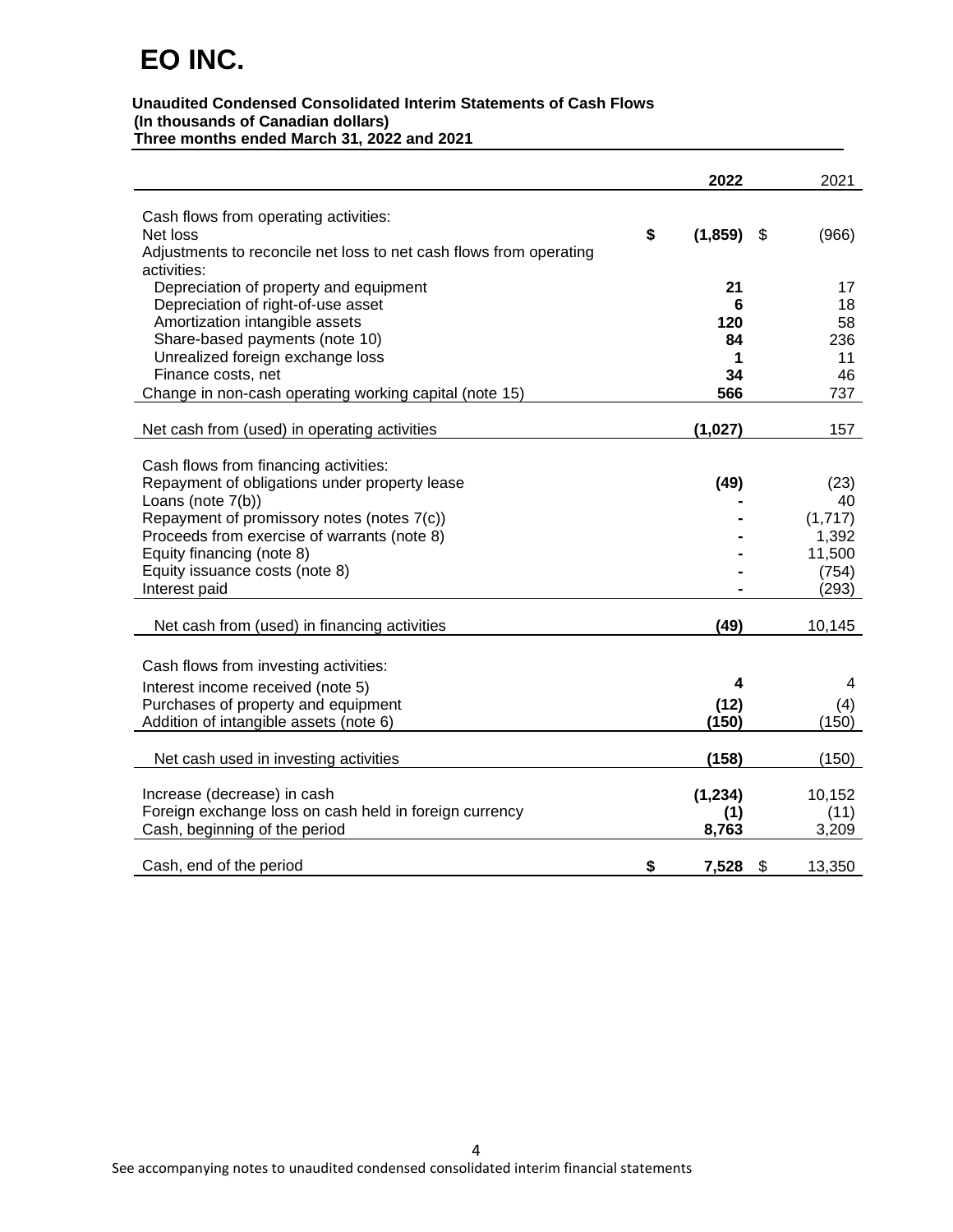# EO INC.

**Unaudited Condensed Consolidated Interim Statements of Cash Flows**
**(In thousands of Canadian dollars)**
**Three months ended March 31, 2022 and 2021**

| | **2022** | 2021 |
|---|---|---|
| Cash flows from operating activities: | | |
| Net loss | **$ (1,859)** | $ (966) |
| Adjustments to reconcile net loss to net cash flows from operating activities: | | |
| Depreciation of property and equipment | **21** | 17 |
| Depreciation of right-of-use asset | **6** | 18 |
| Amortization intangible assets | **120** | 58 |
| Share-based payments (note 10) | **84** | 236 |
| Unrealized foreign exchange loss | **1** | 11 |
| Finance costs, net | **34** | 46 |
| Change in non-cash operating working capital (note 15) | **566** | 737 |
| Net cash from (used) in operating activities | **(1,027)** | 157 |
| Cash flows from financing activities: | | |
| Repayment of obligations under property lease | **(49)** | (23) |
| Loans (note 7(b)) | **-** | 40 |
| Repayment of promissory notes (notes 7(c)) | **-** | (1,717) |
| Proceeds from exercise of warrants (note 8) | **-** | 1,392 |
| Equity financing (note 8) | **-** | 11,500 |
| Equity issuance costs (note 8) | **-** | (754) |
| Interest paid | **-** | (293) |
| Net cash from (used) in financing activities | **(49)** | 10,145 |
| Cash flows from investing activities: | | |
| Interest income received (note 5) | **4** | 4 |
| Purchases of property and equipment | **(12)** | (4) |
| Addition of intangible assets (note 6) | **(150)** | (150) |
| Net cash used in investing activities | **(158)** | (150) |
| Increase (decrease) in cash | **(1,234)** | 10,152 |
| Foreign exchange loss on cash held in foreign currency | **(1)** | (11) |
| Cash, beginning of the period | **8,763** | 3,209 |
| Cash, end of the period | **$ 7,528** | $ 13,350 |

See accompanying notes to unaudited condensed consolidated interim financial statements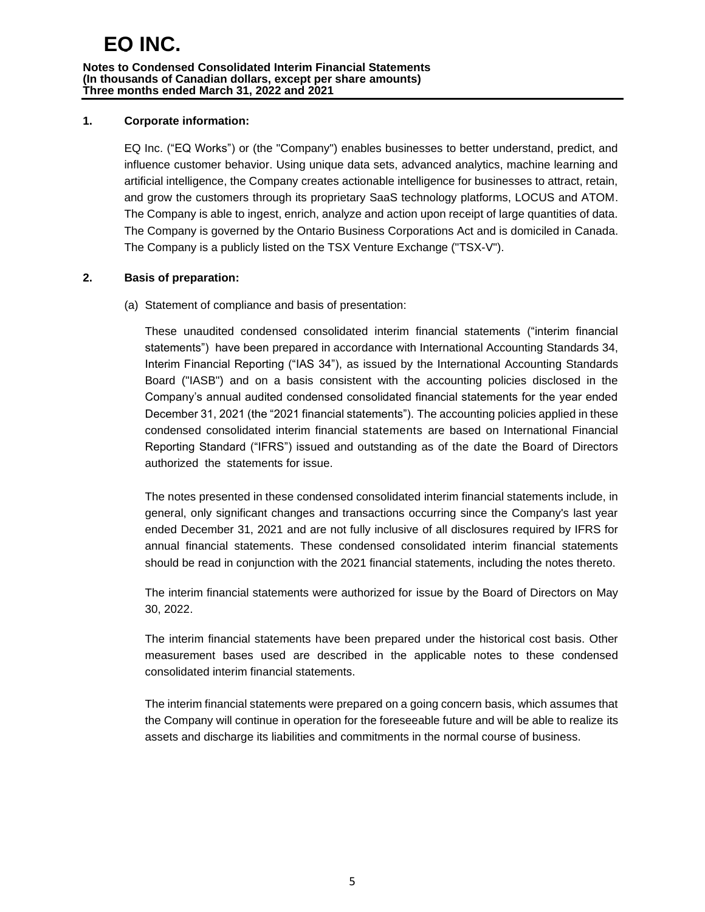# EQ INC.

**Notes to Condensed Consolidated Interim Financial Statements**
**(In thousands of Canadian dollars, except per share amounts)**
**Three months ended March 31, 2022 and 2021**

## 1. Corporate information:

EQ Inc. ("EQ Works") or (the "Company") enables businesses to better understand, predict, and influence customer behavior. Using unique data sets, advanced analytics, machine learning and artificial intelligence, the Company creates actionable intelligence for businesses to attract, retain, and grow the customers through its proprietary SaaS technology platforms, LOCUS and ATOM. The Company is able to ingest, enrich, analyze and action upon receipt of large quantities of data. The Company is governed by the Ontario Business Corporations Act and is domiciled in Canada. The Company is a publicly listed on the TSX Venture Exchange ("TSX-V").

## 2. Basis of preparation:

(a) Statement of compliance and basis of presentation:

These unaudited condensed consolidated interim financial statements ("interim financial statements") have been prepared in accordance with International Accounting Standards 34, Interim Financial Reporting ("IAS 34"), as issued by the International Accounting Standards Board ("IASB") and on a basis consistent with the accounting policies disclosed in the Company's annual audited condensed consolidated financial statements for the year ended December 31, 2021 (the "2021 financial statements"). The accounting policies applied in these condensed consolidated interim financial statements are based on International Financial Reporting Standard ("IFRS") issued and outstanding as of the date the Board of Directors authorized the statements for issue.

The notes presented in these condensed consolidated interim financial statements include, in general, only significant changes and transactions occurring since the Company's last year ended December 31, 2021 and are not fully inclusive of all disclosures required by IFRS for annual financial statements. These condensed consolidated interim financial statements should be read in conjunction with the 2021 financial statements, including the notes thereto.

The interim financial statements were authorized for issue by the Board of Directors on May 30, 2022.

The interim financial statements have been prepared under the historical cost basis. Other measurement bases used are described in the applicable notes to these condensed consolidated interim financial statements.

The interim financial statements were prepared on a going concern basis, which assumes that the Company will continue in operation for the foreseeable future and will be able to realize its assets and discharge its liabilities and commitments in the normal course of business.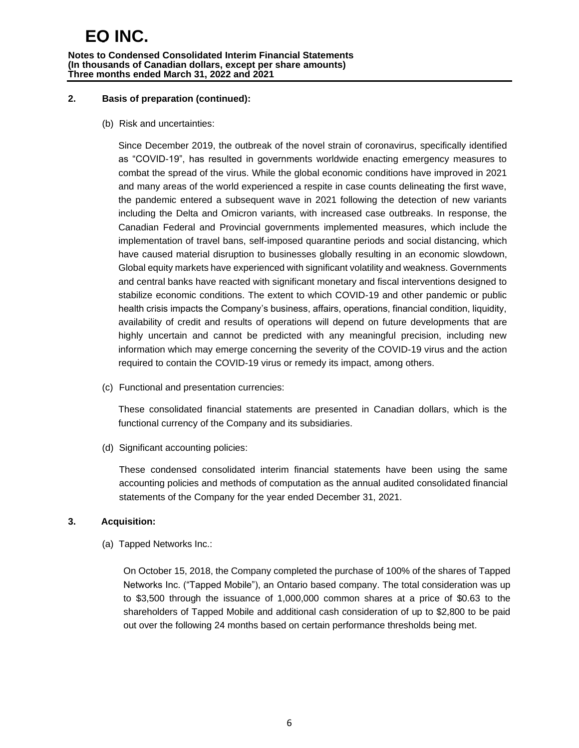## 2. Basis of preparation (continued):

(b) Risk and uncertainties:

Since December 2019, the outbreak of the novel strain of coronavirus, specifically identified as "COVID-19", has resulted in governments worldwide enacting emergency measures to combat the spread of the virus. While the global economic conditions have improved in 2021 and many areas of the world experienced a respite in case counts delineating the first wave, the pandemic entered a subsequent wave in 2021 following the detection of new variants including the Delta and Omicron variants, with increased case outbreaks. In response, the Canadian Federal and Provincial governments implemented measures, which include the implementation of travel bans, self-imposed quarantine periods and social distancing, which have caused material disruption to businesses globally resulting in an economic slowdown, Global equity markets have experienced with significant volatility and weakness. Governments and central banks have reacted with significant monetary and fiscal interventions designed to stabilize economic conditions. The extent to which COVID-19 and other pandemic or public health crisis impacts the Company's business, affairs, operations, financial condition, liquidity, availability of credit and results of operations will depend on future developments that are highly uncertain and cannot be predicted with any meaningful precision, including new information which may emerge concerning the severity of the COVID-19 virus and the action required to contain the COVID-19 virus or remedy its impact, among others.

(c) Functional and presentation currencies:

These consolidated financial statements are presented in Canadian dollars, which is the functional currency of the Company and its subsidiaries.

(d) Significant accounting policies:

These condensed consolidated interim financial statements have been using the same accounting policies and methods of computation as the annual audited consolidated financial statements of the Company for the year ended December 31, 2021.

## 3. Acquisition:

(a) Tapped Networks Inc.:

On October 15, 2018, the Company completed the purchase of 100% of the shares of Tapped Networks Inc. ("Tapped Mobile"), an Ontario based company. The total consideration was up to $3,500 through the issuance of 1,000,000 common shares at a price of $0.63 to the shareholders of Tapped Mobile and additional cash consideration of up to $2,800 to be paid out over the following 24 months based on certain performance thresholds being met.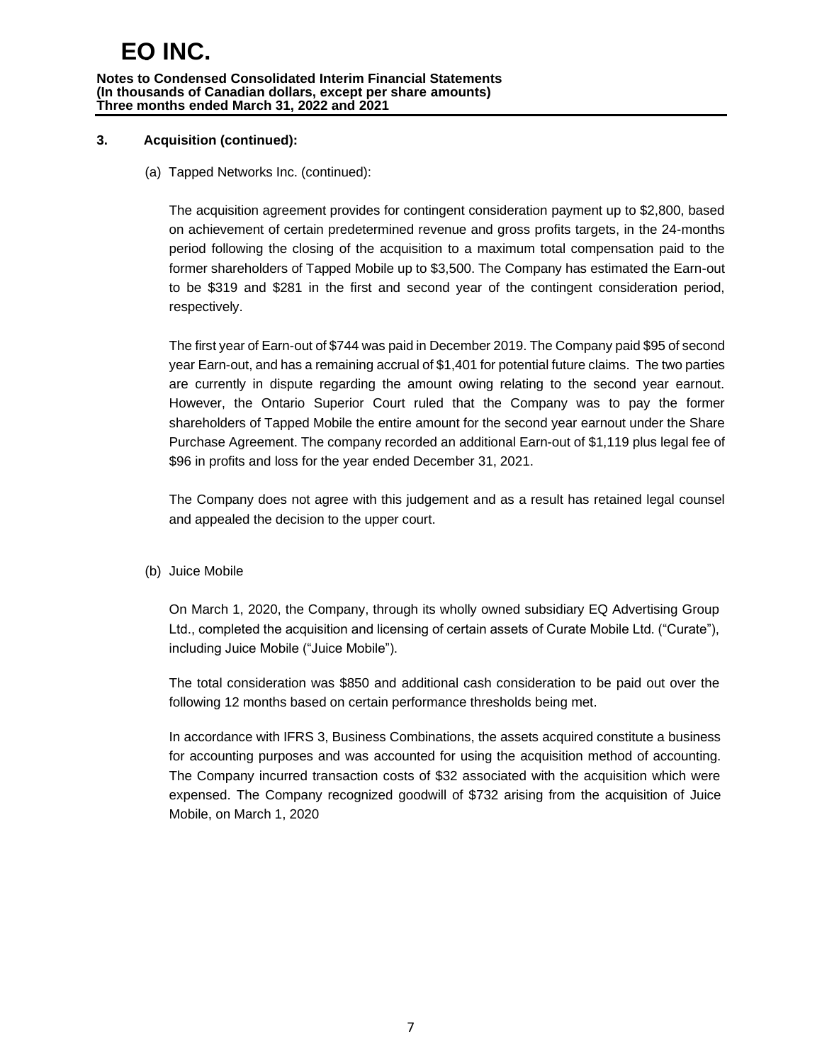### 3. Acquisition (continued):

(a) Tapped Networks Inc. (continued):

The acquisition agreement provides for contingent consideration payment up to $2,800, based on achievement of certain predetermined revenue and gross profits targets, in the 24-months period following the closing of the acquisition to a maximum total compensation paid to the former shareholders of Tapped Mobile up to $3,500. The Company has estimated the Earn-out to be $319 and $281 in the first and second year of the contingent consideration period, respectively.

The first year of Earn-out of $744 was paid in December 2019. The Company paid $95 of second year Earn-out, and has a remaining accrual of $1,401 for potential future claims. The two parties are currently in dispute regarding the amount owing relating to the second year earnout. However, the Ontario Superior Court ruled that the Company was to pay the former shareholders of Tapped Mobile the entire amount for the second year earnout under the Share Purchase Agreement. The company recorded an additional Earn-out of $1,119 plus legal fee of $96 in profits and loss for the year ended December 31, 2021.

The Company does not agree with this judgement and as a result has retained legal counsel and appealed the decision to the upper court.

(b) Juice Mobile

On March 1, 2020, the Company, through its wholly owned subsidiary EQ Advertising Group Ltd., completed the acquisition and licensing of certain assets of Curate Mobile Ltd. ("Curate"), including Juice Mobile ("Juice Mobile").

The total consideration was $850 and additional cash consideration to be paid out over the following 12 months based on certain performance thresholds being met.

In accordance with IFRS 3, Business Combinations, the assets acquired constitute a business for accounting purposes and was accounted for using the acquisition method of accounting. The Company incurred transaction costs of $32 associated with the acquisition which were expensed. The Company recognized goodwill of $732 arising from the acquisition of Juice Mobile, on March 1, 2020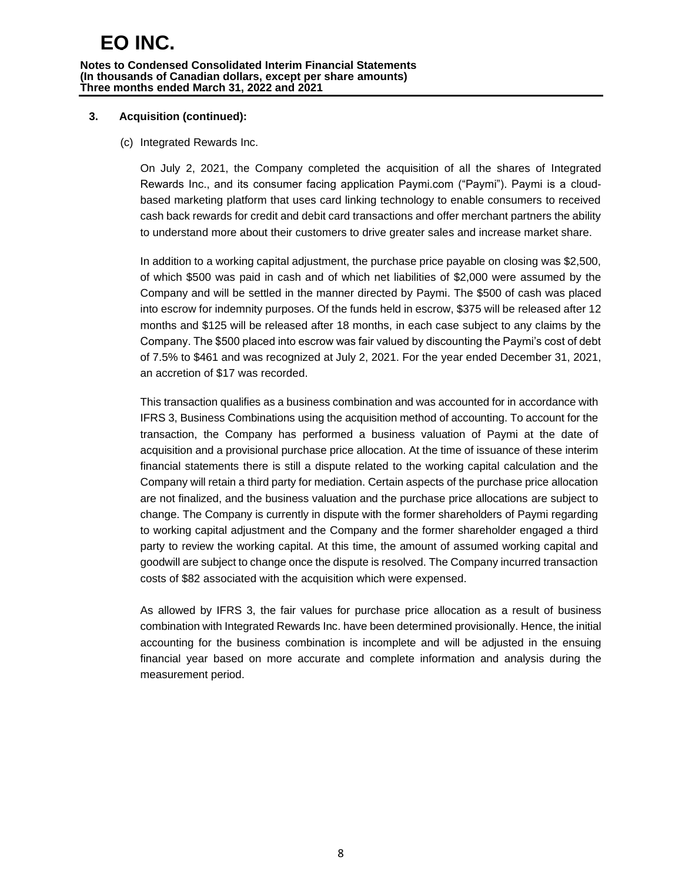### 3. Acquisition (continued):

(c) Integrated Rewards Inc.

On July 2, 2021, the Company completed the acquisition of all the shares of Integrated Rewards Inc., and its consumer facing application Paymi.com ("Paymi"). Paymi is a cloud-based marketing platform that uses card linking technology to enable consumers to received cash back rewards for credit and debit card transactions and offer merchant partners the ability to understand more about their customers to drive greater sales and increase market share.

In addition to a working capital adjustment, the purchase price payable on closing was $2,500, of which $500 was paid in cash and of which net liabilities of $2,000 were assumed by the Company and will be settled in the manner directed by Paymi. The $500 of cash was placed into escrow for indemnity purposes. Of the funds held in escrow, $375 will be released after 12 months and $125 will be released after 18 months, in each case subject to any claims by the Company. The $500 placed into escrow was fair valued by discounting the Paymi's cost of debt of 7.5% to $461 and was recognized at July 2, 2021. For the year ended December 31, 2021, an accretion of $17 was recorded.

This transaction qualifies as a business combination and was accounted for in accordance with IFRS 3, Business Combinations using the acquisition method of accounting. To account for the transaction, the Company has performed a business valuation of Paymi at the date of acquisition and a provisional purchase price allocation. At the time of issuance of these interim financial statements there is still a dispute related to the working capital calculation and the Company will retain a third party for mediation. Certain aspects of the purchase price allocation are not finalized, and the business valuation and the purchase price allocations are subject to change. The Company is currently in dispute with the former shareholders of Paymi regarding to working capital adjustment and the Company and the former shareholder engaged a third party to review the working capital. At this time, the amount of assumed working capital and goodwill are subject to change once the dispute is resolved. The Company incurred transaction costs of $82 associated with the acquisition which were expensed.

As allowed by IFRS 3, the fair values for purchase price allocation as a result of business combination with Integrated Rewards Inc. have been determined provisionally. Hence, the initial accounting for the business combination is incomplete and will be adjusted in the ensuing financial year based on more accurate and complete information and analysis during the measurement period.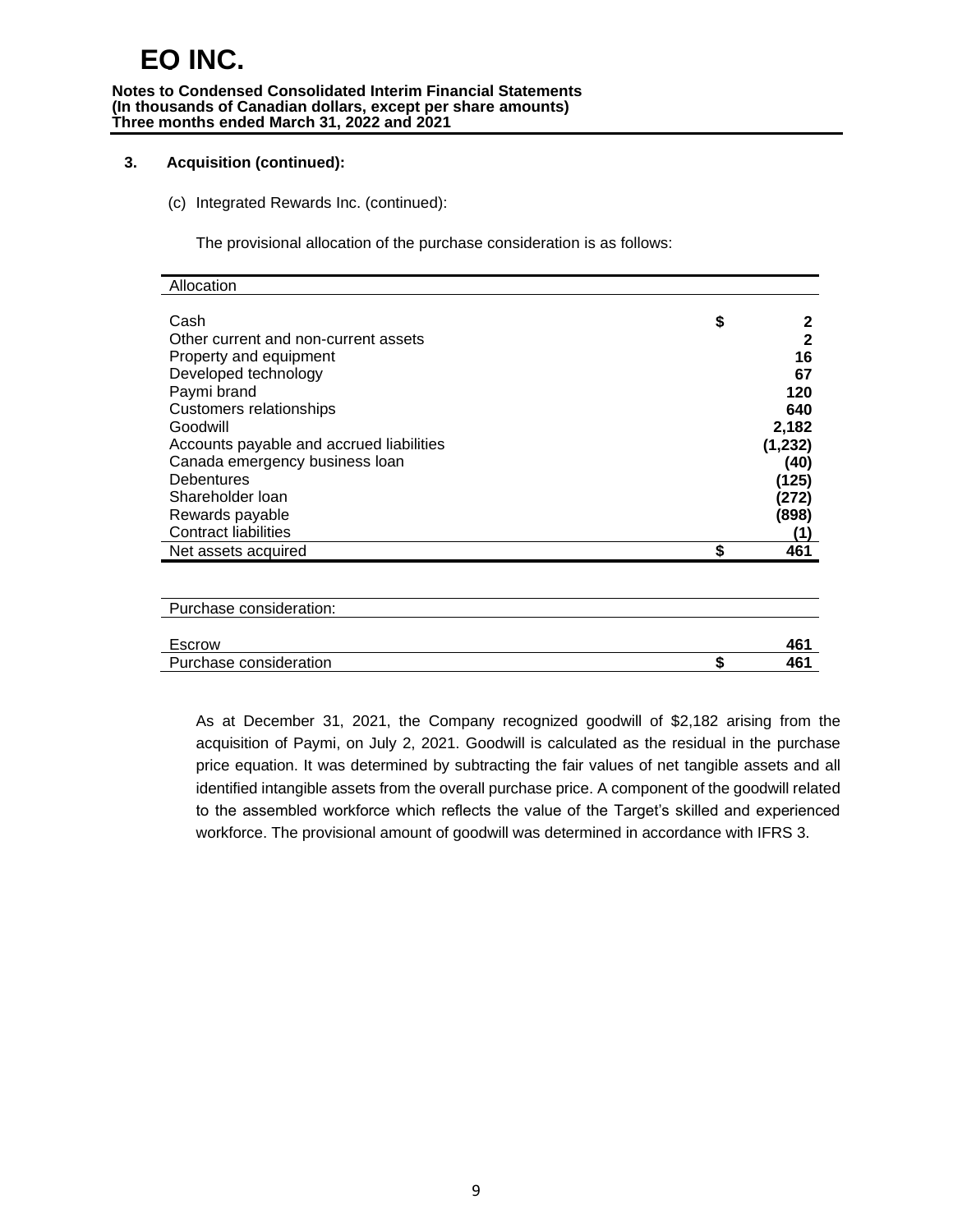# EO INC.

**Notes to Condensed Consolidated Interim Financial Statements**
**(In thousands of Canadian dollars, except per share amounts)**
**Three months ended March 31, 2022 and 2021**

## 3. Acquisition (continued):

(c) Integrated Rewards Inc. (continued):

The provisional allocation of the purchase consideration is as follows:

| Allocation | | |
|---|---|---|
| Cash | $ | **2** |
| Other current and non-current assets | | **2** |
| Property and equipment | | **16** |
| Developed technology | | **67** |
| Paymi brand | | **120** |
| Customers relationships | | **640** |
| Goodwill | | **2,182** |
| Accounts payable and accrued liabilities | | **(1,232)** |
| Canada emergency business loan | | **(40)** |
| Debentures | | **(125)** |
| Shareholder loan | | **(272)** |
| Rewards payable | | **(898)** |
| Contract liabilities | | **(1)** |
| Net assets acquired | **$** | **461** |

| Purchase consideration: | | |
|---|---|---|
| Escrow | | **461** |
| Purchase consideration | **$** | **461** |

As at December 31, 2021, the Company recognized goodwill of $2,182 arising from the acquisition of Paymi, on July 2, 2021. Goodwill is calculated as the residual in the purchase price equation. It was determined by subtracting the fair values of net tangible assets and all identified intangible assets from the overall purchase price. A component of the goodwill related to the assembled workforce which reflects the value of the Target's skilled and experienced workforce. The provisional amount of goodwill was determined in accordance with IFRS 3.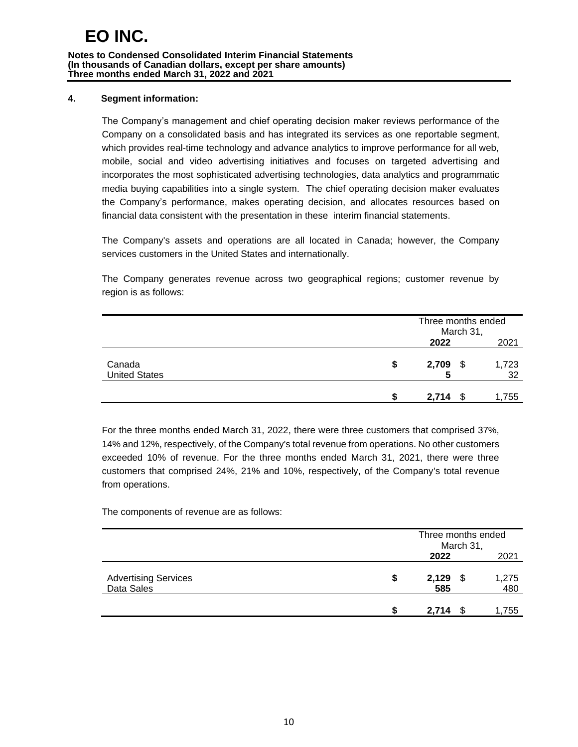## 4. Segment information:

The Company's management and chief operating decision maker reviews performance of the Company on a consolidated basis and has integrated its services as one reportable segment, which provides real-time technology and advance analytics to improve performance for all web, mobile, social and video advertising initiatives and focuses on targeted advertising and incorporates the most sophisticated advertising technologies, data analytics and programmatic media buying capabilities into a single system. The chief operating decision maker evaluates the Company's performance, makes operating decision, and allocates resources based on financial data consistent with the presentation in these interim financial statements.

The Company's assets and operations are all located in Canada; however, the Company services customers in the United States and internationally.

The Company generates revenue across two geographical regions; customer revenue by region is as follows:

| | Three months ended March 31, | |
|---|---|---|
| | **2022** | 2021 |
| Canada | **$ 2,709** | $ 1,723 |
| United States | **5** | 32 |
| | **$ 2,714** | $ 1,755 |

For the three months ended March 31, 2022, there were three customers that comprised 37%, 14% and 12%, respectively, of the Company's total revenue from operations. No other customers exceeded 10% of revenue. For the three months ended March 31, 2021, there were three customers that comprised 24%, 21% and 10%, respectively, of the Company's total revenue from operations.

The components of revenue are as follows:

| | Three months ended March 31, | |
|---|---|---|
| | **2022** | 2021 |
| Advertising Services | **$ 2,129** | $ 1,275 |
| Data Sales | **585** | 480 |
| | **$ 2,714** | $ 1,755 |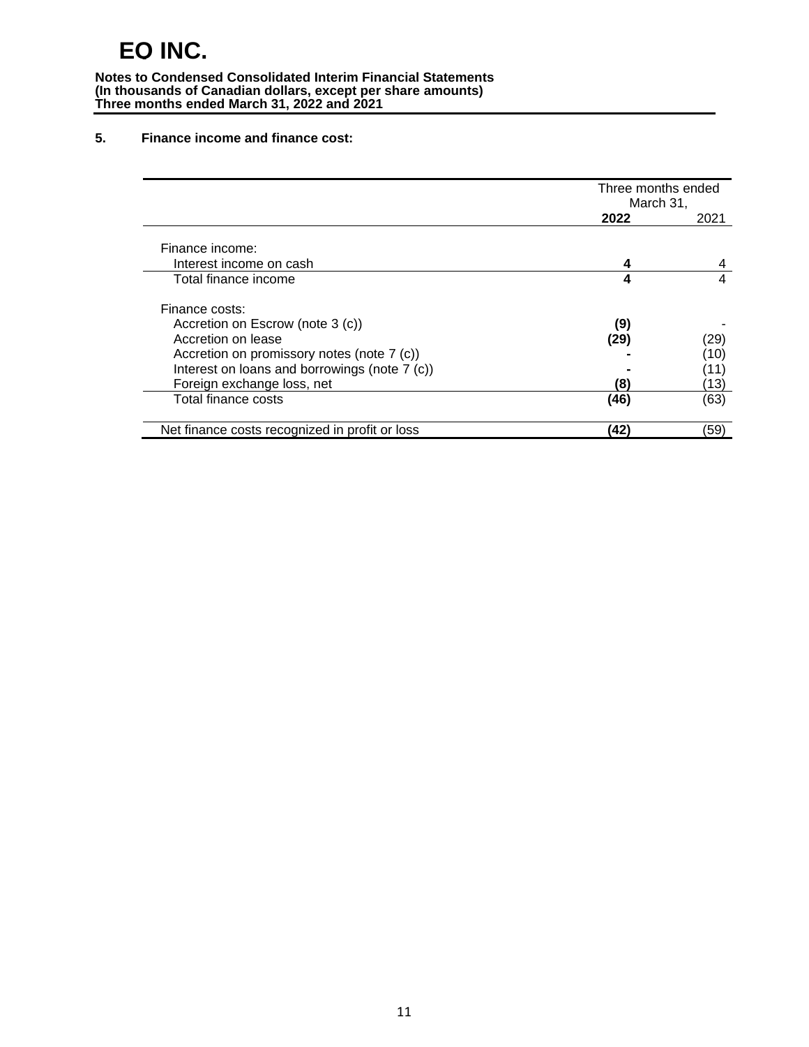# EO INC.

**Notes to Condensed Consolidated Interim Financial Statements**
**(In thousands of Canadian dollars, except per share amounts)**
**Three months ended March 31, 2022 and 2021**

## 5. Finance income and finance cost:

| | Three months ended March 31, | |
|---|---|---|
| | **2022** | 2021 |
| Finance income: | | |
| Interest income on cash | **4** | 4 |
| Total finance income | **4** | 4 |
| Finance costs: | | |
| Accretion on Escrow (note 3 (c)) | **(9)** | - |
| Accretion on lease | **(29)** | (29) |
| Accretion on promissory notes (note 7 (c)) | **-** | (10) |
| Interest on loans and borrowings (note 7 (c)) | **-** | (11) |
| Foreign exchange loss, net | **(8)** | (13) |
| Total finance costs | **(46)** | (63) |
| Net finance costs recognized in profit or loss | **(42)** | (59) |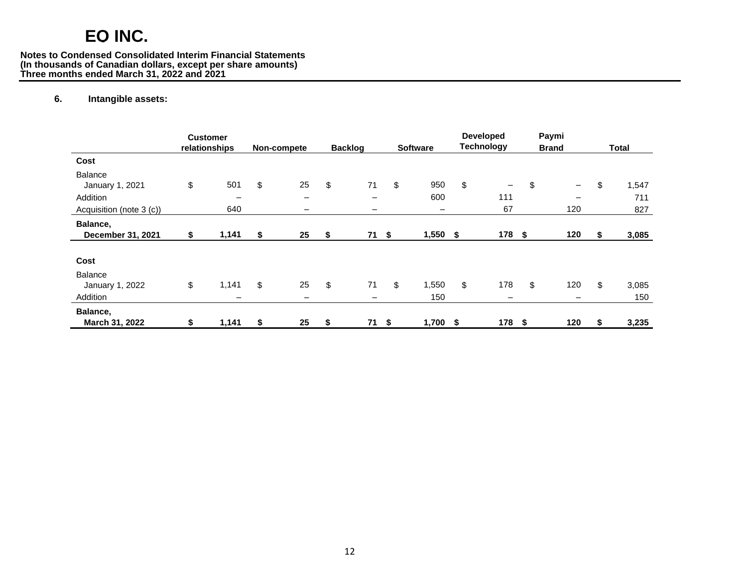# EQ INC.

**Notes to Condensed Consolidated Interim Financial Statements**
**(In thousands of Canadian dollars, except per share amounts)**
**Three months ended March 31, 2022 and 2021**

## 6. Intangible assets:

| | Customer relationships | Non-compete | Backlog | Software | Developed Technology | Paymi Brand | Total |
|---|---|---|---|---|---|---|---|
| **Cost** | | | | | | | |
| Balance January 1, 2021 | $ 501 | $ 25 | $ 71 | $ 950 | $ – | $ – | $ 1,547 |
| Addition | – | – | – | 600 | 111 | – | 711 |
| Acquisition (note 3 (c)) | 640 | – | – | – | 67 | 120 | 827 |
| **Balance, December 31, 2021** | **$ 1,141** | **$ 25** | **$ 71** | **$ 1,550** | **$ 178** | **$ 120** | **$ 3,085** |
| | | | | | | | |
| **Cost** | | | | | | | |
| Balance January 1, 2022 | $ 1,141 | $ 25 | $ 71 | $ 1,550 | $ 178 | $ 120 | $ 3,085 |
| Addition | – | – | – | 150 | – | – | 150 |
| **Balance, March 31, 2022** | **$ 1,141** | **$ 25** | **$ 71** | **$ 1,700** | **$ 178** | **$ 120** | **$ 3,235** |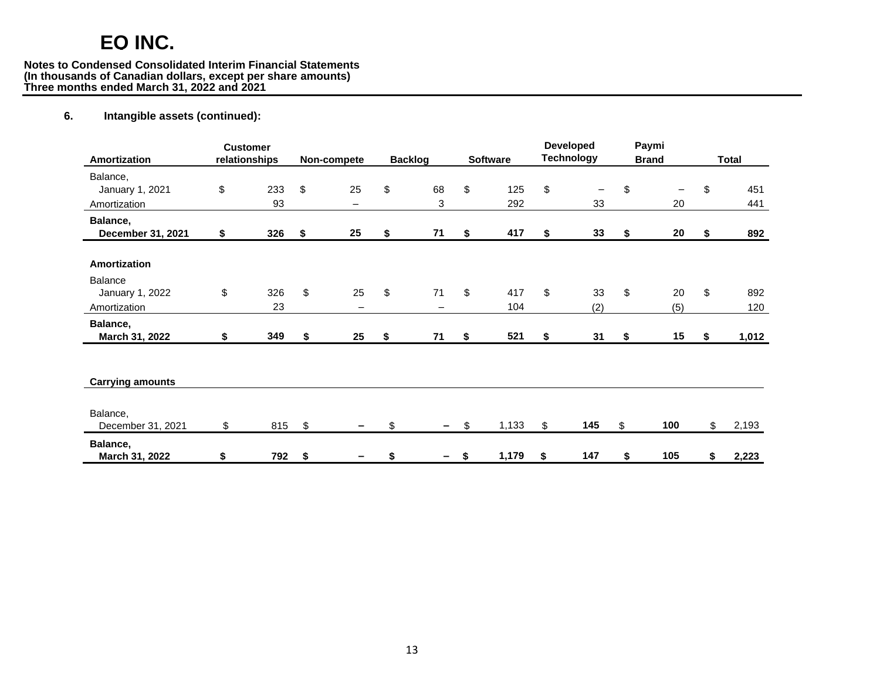### 6. Intangible assets (continued):

| Amortization | Customer relationships | Non-compete | Backlog | Software | Developed Technology | Paymi Brand | Total |
|---|---|---|---|---|---|---|---|
| Balance, January 1, 2021 | $ 233 | $ 25 | $ 68 | $ 125 | $ – | $ – | $ 451 |
| Amortization | 93 | – | 3 | 292 | 33 | 20 | 441 |
| **Balance, December 31, 2021** | **$ 326** | **$ 25** | **$ 71** | **$ 417** | **$ 33** | **$ 20** | **$ 892** |
| **Amortization** | | | | | | | |
| Balance January 1, 2022 | $ 326 | $ 25 | $ 71 | $ 417 | $ 33 | $ 20 | $ 892 |
| Amortization | 23 | – | – | 104 | (2) | (5) | 120 |
| **Balance, March 31, 2022** | **$ 349** | **$ 25** | **$ 71** | **$ 521** | **$ 31** | **$ 15** | **$ 1,012** |
| **Carrying amounts** | | | | | | | |
| Balance, December 31, 2021 | $ 815 | $ **–** | $ **–** | $ 1,133 | $ **145** | $ **100** | $ 2,193 |
| **Balance, March 31, 2022** | **$ 792** | **$ –** | **$ –** | **$ 1,179** | **$ 147** | **$ 105** | **$ 2,223** |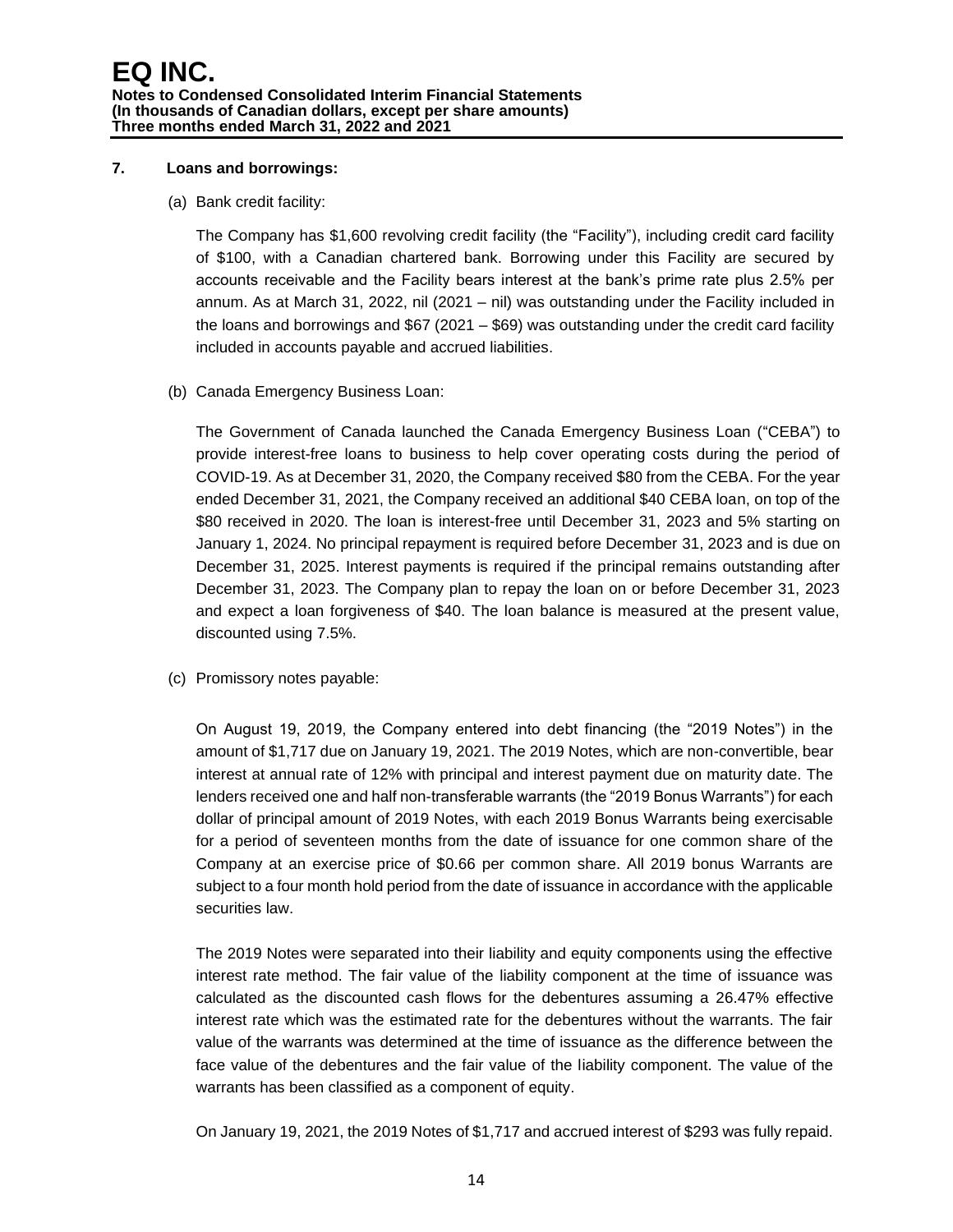## 7. Loans and borrowings:

(a) Bank credit facility:

The Company has $1,600 revolving credit facility (the "Facility"), including credit card facility of $100, with a Canadian chartered bank. Borrowing under this Facility are secured by accounts receivable and the Facility bears interest at the bank's prime rate plus 2.5% per annum. As at March 31, 2022, nil (2021 – nil) was outstanding under the Facility included in the loans and borrowings and $67 (2021 – $69) was outstanding under the credit card facility included in accounts payable and accrued liabilities.

(b) Canada Emergency Business Loan:

The Government of Canada launched the Canada Emergency Business Loan ("CEBA") to provide interest-free loans to business to help cover operating costs during the period of COVID-19. As at December 31, 2020, the Company received $80 from the CEBA. For the year ended December 31, 2021, the Company received an additional $40 CEBA loan, on top of the $80 received in 2020. The loan is interest-free until December 31, 2023 and 5% starting on January 1, 2024. No principal repayment is required before December 31, 2023 and is due on December 31, 2025. Interest payments is required if the principal remains outstanding after December 31, 2023. The Company plan to repay the loan on or before December 31, 2023 and expect a loan forgiveness of $40. The loan balance is measured at the present value, discounted using 7.5%.

(c) Promissory notes payable:

On August 19, 2019, the Company entered into debt financing (the "2019 Notes") in the amount of $1,717 due on January 19, 2021. The 2019 Notes, which are non-convertible, bear interest at annual rate of 12% with principal and interest payment due on maturity date. The lenders received one and half non-transferable warrants (the "2019 Bonus Warrants") for each dollar of principal amount of 2019 Notes, with each 2019 Bonus Warrants being exercisable for a period of seventeen months from the date of issuance for one common share of the Company at an exercise price of $0.66 per common share. All 2019 bonus Warrants are subject to a four month hold period from the date of issuance in accordance with the applicable securities law.

The 2019 Notes were separated into their liability and equity components using the effective interest rate method. The fair value of the liability component at the time of issuance was calculated as the discounted cash flows for the debentures assuming a 26.47% effective interest rate which was the estimated rate for the debentures without the warrants. The fair value of the warrants was determined at the time of issuance as the difference between the face value of the debentures and the fair value of the liability component. The value of the warrants has been classified as a component of equity.

On January 19, 2021, the 2019 Notes of $1,717 and accrued interest of $293 was fully repaid.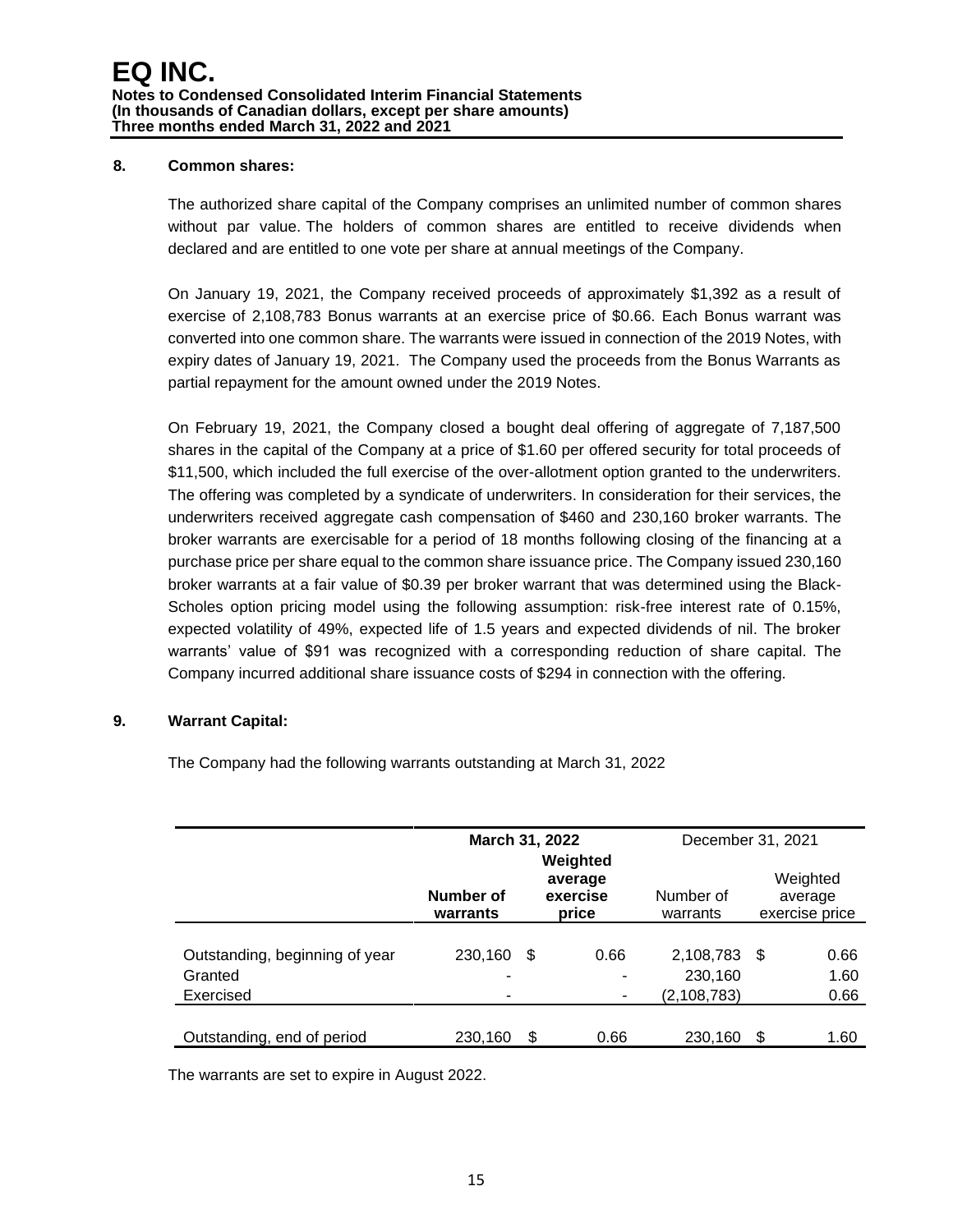## 8. Common shares:

The authorized share capital of the Company comprises an unlimited number of common shares without par value. The holders of common shares are entitled to receive dividends when declared and are entitled to one vote per share at annual meetings of the Company.

On January 19, 2021, the Company received proceeds of approximately $1,392 as a result of exercise of 2,108,783 Bonus warrants at an exercise price of $0.66. Each Bonus warrant was converted into one common share. The warrants were issued in connection of the 2019 Notes, with expiry dates of January 19, 2021. The Company used the proceeds from the Bonus Warrants as partial repayment for the amount owned under the 2019 Notes.

On February 19, 2021, the Company closed a bought deal offering of aggregate of 7,187,500 shares in the capital of the Company at a price of $1.60 per offered security for total proceeds of $11,500, which included the full exercise of the over-allotment option granted to the underwriters. The offering was completed by a syndicate of underwriters. In consideration for their services, the underwriters received aggregate cash compensation of $460 and 230,160 broker warrants. The broker warrants are exercisable for a period of 18 months following closing of the financing at a purchase price per share equal to the common share issuance price. The Company issued 230,160 broker warrants at a fair value of $0.39 per broker warrant that was determined using the Black-Scholes option pricing model using the following assumption: risk-free interest rate of 0.15%, expected volatility of 49%, expected life of 1.5 years and expected dividends of nil. The broker warrants' value of $91 was recognized with a corresponding reduction of share capital. The Company incurred additional share issuance costs of $294 in connection with the offering.

## 9. Warrant Capital:

The Company had the following warrants outstanding at March 31, 2022

| | **March 31, 2022** | | December 31, 2021 | |
|---|---|---|---|---|
| | **Number of warrants** | **Weighted average exercise price** | Number of warrants | Weighted average exercise price |
| Outstanding, beginning of year | 230,160 | $ 0.66 | 2,108,783 | $ 0.66 |
| Granted | - | - | 230,160 | 1.60 |
| Exercised | - | - | (2,108,783) | 0.66 |
| Outstanding, end of period | 230,160 | $ 0.66 | 230,160 | $ 1.60 |

The warrants are set to expire in August 2022.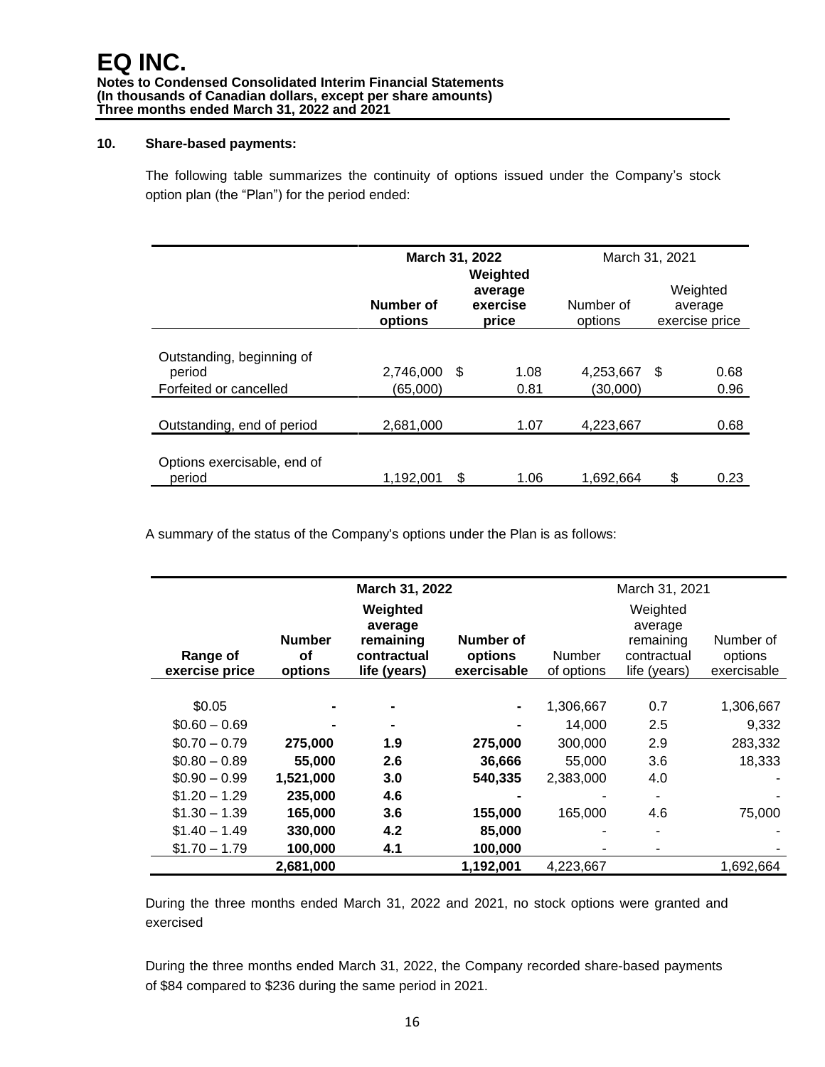## 10. Share-based payments:

The following table summarizes the continuity of options issued under the Company's stock option plan (the "Plan") for the period ended:

| | **March 31, 2022** | | March 31, 2021 | |
|---|---|---|---|---|
| | **Number of options** | **Weighted average exercise price** | Number of options | Weighted average exercise price |
| Outstanding, beginning of period | 2,746,000 | $ 1.08 | 4,253,667 | $ 0.68 |
| Forfeited or cancelled | (65,000) | 0.81 | (30,000) | 0.96 |
| Outstanding, end of period | 2,681,000 | 1.07 | 4,223,667 | 0.68 |
| Options exercisable, end of period | 1,192,001 | $ 1.06 | 1,692,664 | $ 0.23 |

A summary of the status of the Company's options under the Plan is as follows:

| | **March 31, 2022** | | | March 31, 2021 | | |
|---|---|---|---|---|---|---|
| **Range of exercise price** | **Number of options** | **Weighted average remaining contractual life (years)** | **Number of options exercisable** | Number of options | Weighted average remaining contractual life (years) | Number of options exercisable |
| $0.05 | **-** | **-** | **-** | 1,306,667 | 0.7 | 1,306,667 |
| $0.60 – 0.69 | **-** | **-** | **-** | 14,000 | 2.5 | 9,332 |
| $0.70 – 0.79 | **275,000** | **1.9** | **275,000** | 300,000 | 2.9 | 283,332 |
| $0.80 – 0.89 | **55,000** | **2.6** | **36,666** | 55,000 | 3.6 | 18,333 |
| $0.90 – 0.99 | **1,521,000** | **3.0** | **540,335** | 2,383,000 | 4.0 | - |
| $1.20 – 1.29 | **235,000** | **4.6** | **-** | - | - | - |
| $1.30 – 1.39 | **165,000** | **3.6** | **155,000** | 165,000 | 4.6 | 75,000 |
| $1.40 – 1.49 | **330,000** | **4.2** | **85,000** | - | - | - |
| $1.70 – 1.79 | **100,000** | **4.1** | **100,000** | - | - | - |
| | **2,681,000** | | **1,192,001** | 4,223,667 | | 1,692,664 |

During the three months ended March 31, 2022 and 2021, no stock options were granted and exercised

During the three months ended March 31, 2022, the Company recorded share-based payments of $84 compared to $236 during the same period in 2021.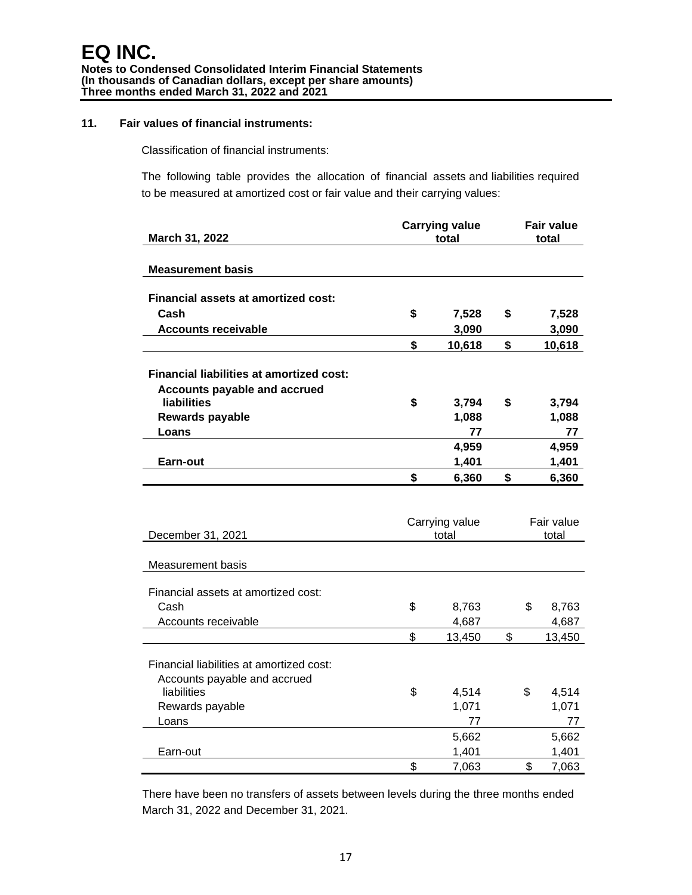## 11. Fair values of financial instruments:

Classification of financial instruments:

The following table provides the allocation of financial assets and liabilities required to be measured at amortized cost or fair value and their carrying values:

| **March 31, 2022** | **Carrying value total** | **Fair value total** |
|---|---|---|
| **Measurement basis** | | |
| **Financial assets at amortized cost:** | | |
| **Cash** | **$ 7,528** | **$ 7,528** |
| **Accounts receivable** | **3,090** | **3,090** |
| | **$ 10,618** | **$ 10,618** |
| **Financial liabilities at amortized cost:** | | |
| **Accounts payable and accrued liabilities** | **$ 3,794** | **$ 3,794** |
| **Rewards payable** | **1,088** | **1,088** |
| **Loans** | **77** | **77** |
| | **4,959** | **4,959** |
| **Earn-out** | **1,401** | **1,401** |
| | **$ 6,360** | **$ 6,360** |

| December 31, 2021 | Carrying value total | Fair value total |
|---|---|---|
| Measurement basis | | |
| Financial assets at amortized cost: | | |
| Cash | $ 8,763 | $ 8,763 |
| Accounts receivable | 4,687 | 4,687 |
| | $ 13,450 | $ 13,450 |
| Financial liabilities at amortized cost: | | |
| Accounts payable and accrued liabilities | $ 4,514 | $ 4,514 |
| Rewards payable | 1,071 | 1,071 |
| Loans | 77 | 77 |
| | 5,662 | 5,662 |
| Earn-out | 1,401 | 1,401 |
| | $ 7,063 | $ 7,063 |

There have been no transfers of assets between levels during the three months ended March 31, 2022 and December 31, 2021.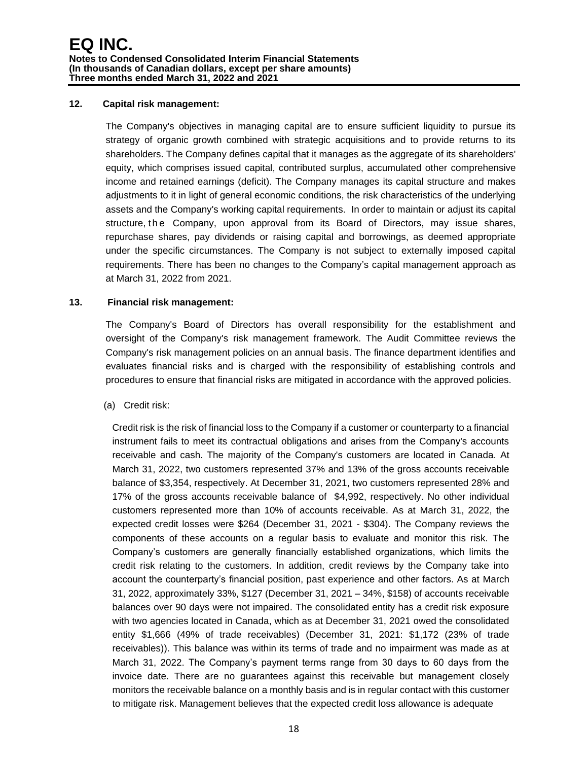## 12. Capital risk management:

The Company's objectives in managing capital are to ensure sufficient liquidity to pursue its strategy of organic growth combined with strategic acquisitions and to provide returns to its shareholders. The Company defines capital that it manages as the aggregate of its shareholders' equity, which comprises issued capital, contributed surplus, accumulated other comprehensive income and retained earnings (deficit). The Company manages its capital structure and makes adjustments to it in light of general economic conditions, the risk characteristics of the underlying assets and the Company's working capital requirements. In order to maintain or adjust its capital structure, the Company, upon approval from its Board of Directors, may issue shares, repurchase shares, pay dividends or raising capital and borrowings, as deemed appropriate under the specific circumstances. The Company is not subject to externally imposed capital requirements. There has been no changes to the Company's capital management approach as at March 31, 2022 from 2021.

## 13. Financial risk management:

The Company's Board of Directors has overall responsibility for the establishment and oversight of the Company's risk management framework. The Audit Committee reviews the Company's risk management policies on an annual basis. The finance department identifies and evaluates financial risks and is charged with the responsibility of establishing controls and procedures to ensure that financial risks are mitigated in accordance with the approved policies.

(a) Credit risk:

Credit risk is the risk of financial loss to the Company if a customer or counterparty to a financial instrument fails to meet its contractual obligations and arises from the Company's accounts receivable and cash. The majority of the Company's customers are located in Canada. At March 31, 2022, two customers represented 37% and 13% of the gross accounts receivable balance of $3,354, respectively. At December 31, 2021, two customers represented 28% and 17% of the gross accounts receivable balance of $4,992, respectively. No other individual customers represented more than 10% of accounts receivable. As at March 31, 2022, the expected credit losses were $264 (December 31, 2021 - $304). The Company reviews the components of these accounts on a regular basis to evaluate and monitor this risk. The Company's customers are generally financially established organizations, which limits the credit risk relating to the customers. In addition, credit reviews by the Company take into account the counterparty's financial position, past experience and other factors. As at March 31, 2022, approximately 33%, $127 (December 31, 2021 – 34%, $158) of accounts receivable balances over 90 days were not impaired. The consolidated entity has a credit risk exposure with two agencies located in Canada, which as at December 31, 2021 owed the consolidated entity $1,666 (49% of trade receivables) (December 31, 2021: $1,172 (23% of trade receivables)). This balance was within its terms of trade and no impairment was made as at March 31, 2022. The Company's payment terms range from 30 days to 60 days from the invoice date. There are no guarantees against this receivable but management closely monitors the receivable balance on a monthly basis and is in regular contact with this customer to mitigate risk. Management believes that the expected credit loss allowance is adequate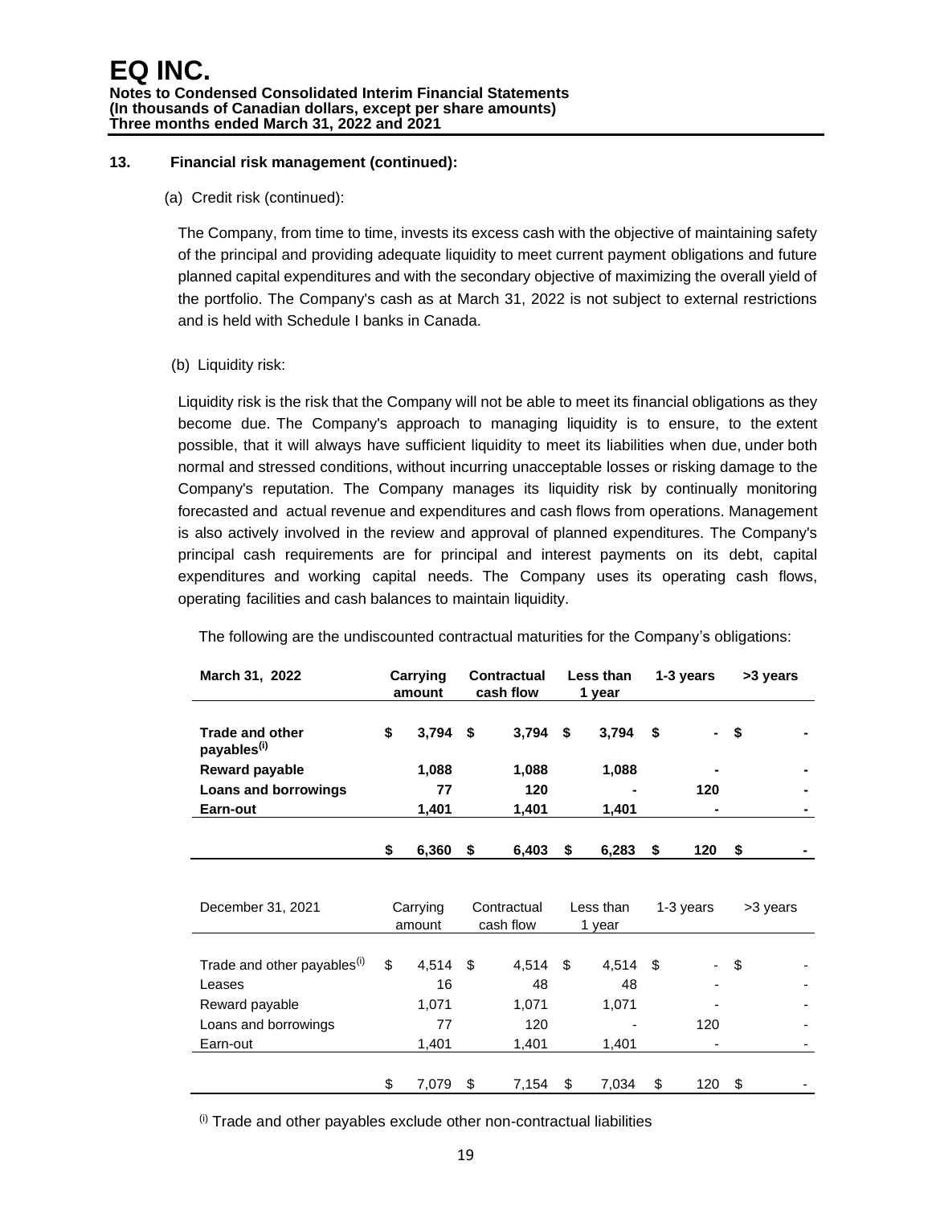## 13. Financial risk management (continued):

(a) Credit risk (continued):

The Company, from time to time, invests its excess cash with the objective of maintaining safety of the principal and providing adequate liquidity to meet current payment obligations and future planned capital expenditures and with the secondary objective of maximizing the overall yield of the portfolio. The Company's cash as at March 31, 2022 is not subject to external restrictions and is held with Schedule I banks in Canada.

(b) Liquidity risk:

Liquidity risk is the risk that the Company will not be able to meet its financial obligations as they become due. The Company's approach to managing liquidity is to ensure, to the extent possible, that it will always have sufficient liquidity to meet its liabilities when due, under both normal and stressed conditions, without incurring unacceptable losses or risking damage to the Company's reputation. The Company manages its liquidity risk by continually monitoring forecasted and actual revenue and expenditures and cash flows from operations. Management is also actively involved in the review and approval of planned expenditures. The Company's principal cash requirements are for principal and interest payments on its debt, capital expenditures and working capital needs. The Company uses its operating cash flows, operating facilities and cash balances to maintain liquidity.

The following are the undiscounted contractual maturities for the Company's obligations:

| **March 31, 2022** | **Carrying amount** | **Contractual cash flow** | **Less than 1 year** | **1-3 years** | **>3 years** |
|---|---|---|---|---|---|
| **Trade and other payables[(i)]** | **$ 3,794** | **$ 3,794** | **$ 3,794** | **$ -** | **$ -** |
| **Reward payable** | **1,088** | **1,088** | **1,088** | **-** | **-** |
| **Loans and borrowings** | **77** | **120** | **-** | **120** | **-** |
| **Earn-out** | **1,401** | **1,401** | **1,401** | **-** | **-** |
| | **$ 6,360** | **$ 6,403** | **$ 6,283** | **$ 120** | **$ -** |

| December 31, 2021 | Carrying amount | Contractual cash flow | Less than 1 year | 1-3 years | >3 years |
|---|---|---|---|---|---|
| Trade and other payables[(i)] | $ 4,514 | $ 4,514 | $ 4,514 | $ - | $ - |
| Leases | 16 | 48 | 48 | - | - |
| Reward payable | 1,071 | 1,071 | 1,071 | - | - |
| Loans and borrowings | 77 | 120 | - | 120 | - |
| Earn-out | 1,401 | 1,401 | 1,401 | - | - |
| | $ 7,079 | $ 7,154 | $ 7,034 | $ 120 | $ - |

(i) Trade and other payables exclude other non-contractual liabilities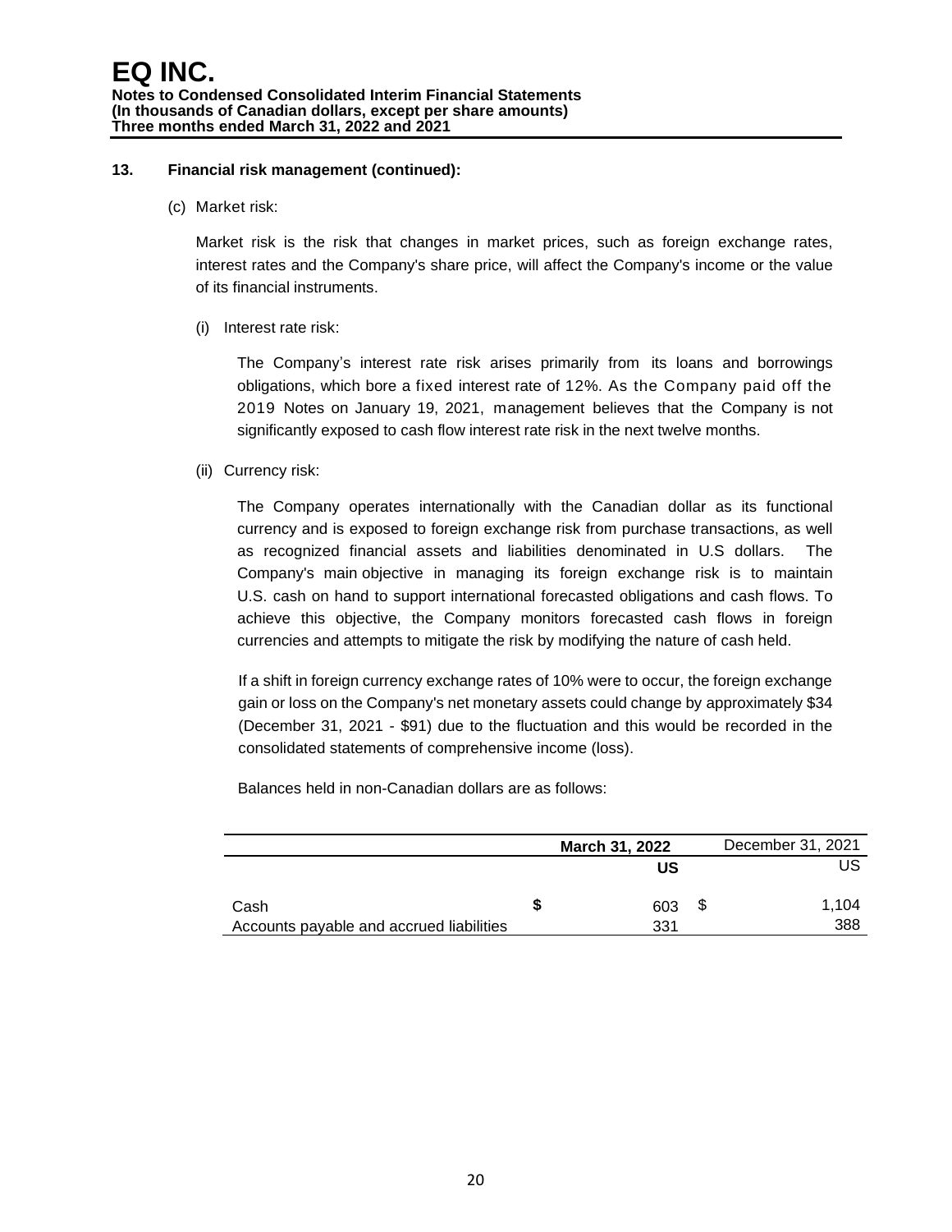# EQ INC.

**Notes to Condensed Consolidated Interim Financial Statements**
**(In thousands of Canadian dollars, except per share amounts)**
**Three months ended March 31, 2022 and 2021**

**13. Financial risk management (continued):**

(c) Market risk:

Market risk is the risk that changes in market prices, such as foreign exchange rates, interest rates and the Company's share price, will affect the Company's income or the value of its financial instruments.

(i) Interest rate risk:

The Company's interest rate risk arises primarily from its loans and borrowings obligations, which bore a fixed interest rate of 12%. As the Company paid off the 2019 Notes on January 19, 2021, management believes that the Company is not significantly exposed to cash flow interest rate risk in the next twelve months.

(ii) Currency risk:

The Company operates internationally with the Canadian dollar as its functional currency and is exposed to foreign exchange risk from purchase transactions, as well as recognized financial assets and liabilities denominated in U.S dollars. The Company's main objective in managing its foreign exchange risk is to maintain U.S. cash on hand to support international forecasted obligations and cash flows. To achieve this objective, the Company monitors forecasted cash flows in foreign currencies and attempts to mitigate the risk by modifying the nature of cash held.

If a shift in foreign currency exchange rates of 10% were to occur, the foreign exchange gain or loss on the Company's net monetary assets could change by approximately $34 (December 31, 2021 - $91) due to the fluctuation and this would be recorded in the consolidated statements of comprehensive income (loss).

Balances held in non-Canadian dollars are as follows:

| | **March 31, 2022** | December 31, 2021 |
|---|---|---|
| | **US** | US |
| Cash | **$** 603 | $ 1,104 |
| Accounts payable and accrued liabilities | 331 | 388 |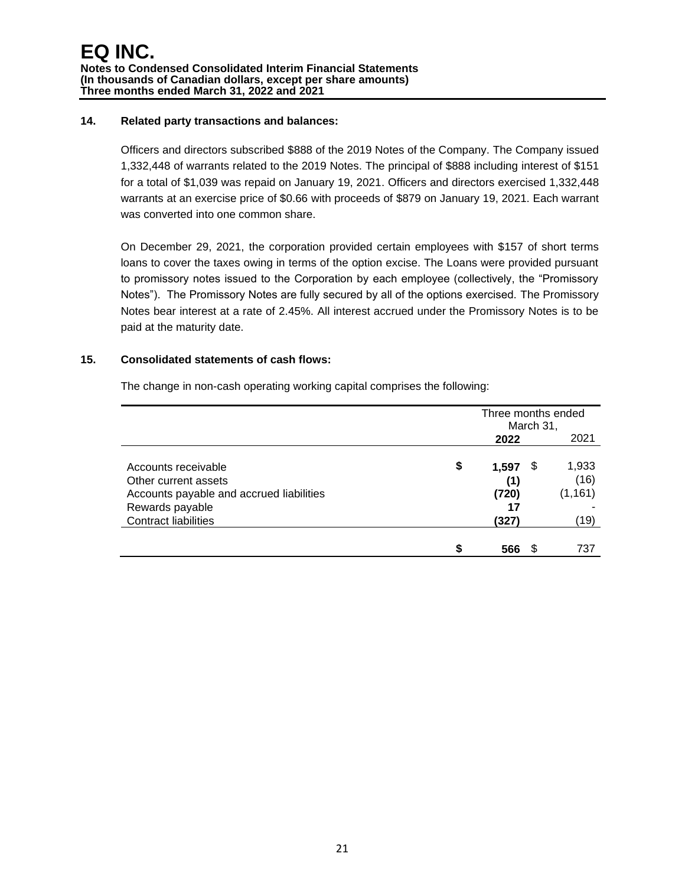# EQ INC.

**Notes to Condensed Consolidated Interim Financial Statements**
**(In thousands of Canadian dollars, except per share amounts)**
**Three months ended March 31, 2022 and 2021**

## 14. Related party transactions and balances:

Officers and directors subscribed $888 of the 2019 Notes of the Company. The Company issued 1,332,448 of warrants related to the 2019 Notes. The principal of $888 including interest of $151 for a total of $1,039 was repaid on January 19, 2021. Officers and directors exercised 1,332,448 warrants at an exercise price of $0.66 with proceeds of $879 on January 19, 2021. Each warrant was converted into one common share.

On December 29, 2021, the corporation provided certain employees with $157 of short terms loans to cover the taxes owing in terms of the option excise. The Loans were provided pursuant to promissory notes issued to the Corporation by each employee (collectively, the "Promissory Notes"). The Promissory Notes are fully secured by all of the options exercised. The Promissory Notes bear interest at a rate of 2.45%. All interest accrued under the Promissory Notes is to be paid at the maturity date.

## 15. Consolidated statements of cash flows:

The change in non-cash operating working capital comprises the following:

| | Three months ended March 31, | |
|---|---|---|
| | **2022** | 2021 |
| Accounts receivable | **$ 1,597** | $ 1,933 |
| Other current assets | **(1)** | (16) |
| Accounts payable and accrued liabilities | **(720)** | (1,161) |
| Rewards payable | **17** | - |
| Contract liabilities | **(327)** | (19) |
| | **$ 566** | $ 737 |